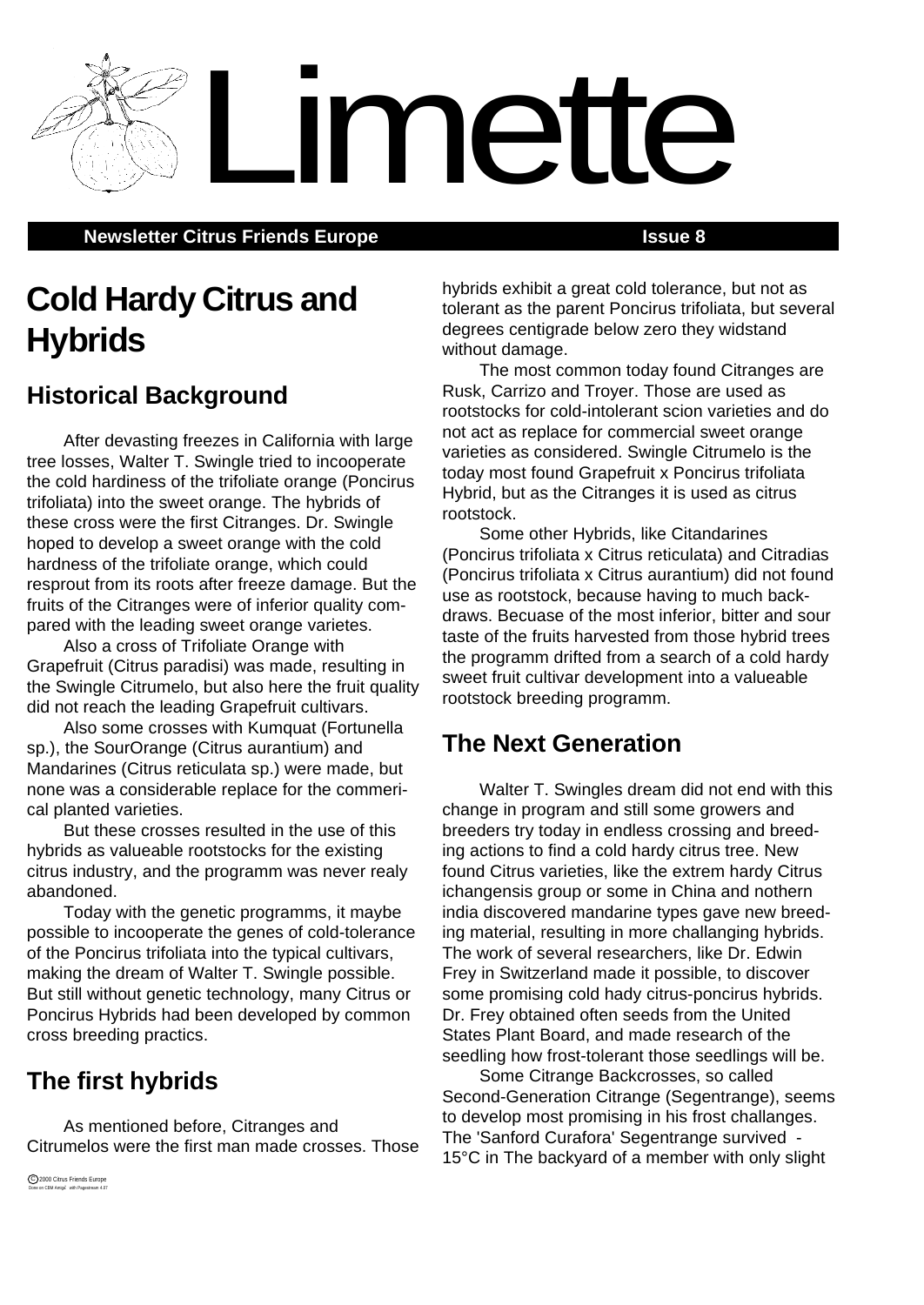# Limette

**Newsletter Citrus Friends Europe** **Issue 8**

# Cold Hardy Citrus and Hybrids

## Historical Background

After devasting freezes in California with large tree losses, Walter T. Swingle tried to incooperate the cold hardiness of the trifoliate orange (Poncirus trifoliata) into the sweet orange. The hybrids of these cross were the first Citranges. Dr. Swingle hoped to develop a sweet orange with the cold hardness of the trifoliate orange, which could resprout from its roots after freeze damage. But the fruits of the Citranges were of inferior quality compared with the leading sweet orange varietes.

Also a cross of Trifoliate Orange with Grapefruit (Citrus paradisi) was made, resulting in the Swingle Citrumelo, but also here the fruit quality did not reach the leading Grapefruit cultivars.

Also some crosses with Kumquat (Fortunella sp.), the SourOrange (Citrus aurantium) and Mandarines (Citrus reticulata sp.) were made, but none was a considerable replace for the commerical planted varieties.

But these crosses resulted in the use of this hybrids as valueable rootstocks for the existing citrus industry, and the programm was never realy abandoned.

Today with the genetic programms, it maybe possible to incooperate the genes of cold-tolerance of the Poncirus trifoliata into the typical cultivars, making the dream of Walter T. Swingle possible. But still without genetic technology, many Citrus or Poncirus Hybrids had been developed by common cross breeding practics.

## The first hybrids

As mentioned before, Citranges and Citrumelos were the first man made crosses. Those hybrids exhibit a great cold tolerance, but not as tolerant as the parent Poncirus trifoliata, but several degrees centigrade below zero they widstand without damage.

The most common today found Citranges are Rusk, Carrizo and Troyer. Those are used as rootstocks for cold-intolerant scion varieties and do not act as replace for commercial sweet orange varieties as considered. Swingle Citrumelo is the today most found Grapefruit x Poncirus trifoliata Hybrid, but as the Citranges it is used as citrus rootstock.

Some other Hybrids, like Citandarines (Poncirus trifoliata x Citrus reticulata) and Citradias (Poncirus trifoliata x Citrus aurantium) did not found use as rootstock, because having to much backdraws. Becuase of the most inferior, bitter and sour taste of the fruits harvested from those hybrid trees the programm drifted from a search of a cold hardy sweet fruit cultivar development into a valueable rootstock breeding programm.

## The Next Generation

Walter T. Swingles dream did not end with this change in program and still some growers and breeders try today in endless crossing and breeding actions to find a cold hardy citrus tree. New found Citrus varieties, like the extrem hardy Citrus ichangensis group or some in China and nothern india discovered mandarine types gave new breeding material, resulting in more challanging hybrids. The work of several researchers, like Dr. Edwin Frey in Switzerland made it possible, to discover some promising cold hady citrus-poncirus hybrids. Dr. Frey obtained often seeds from the United States Plant Board, and made research of the seedling how frost-tolerant those seedlings will be.

Some Citrange Backcrosses, so called Second-Generation Citrange (Segentrange), seems to develop most promising in his frost challanges. The 'Sanford Curafora' Segentrange survived -15°C in The backyard of a member with only slight

©2000 Citrus Friends Europe
Done on CBM Amiga with Pagestream 4.07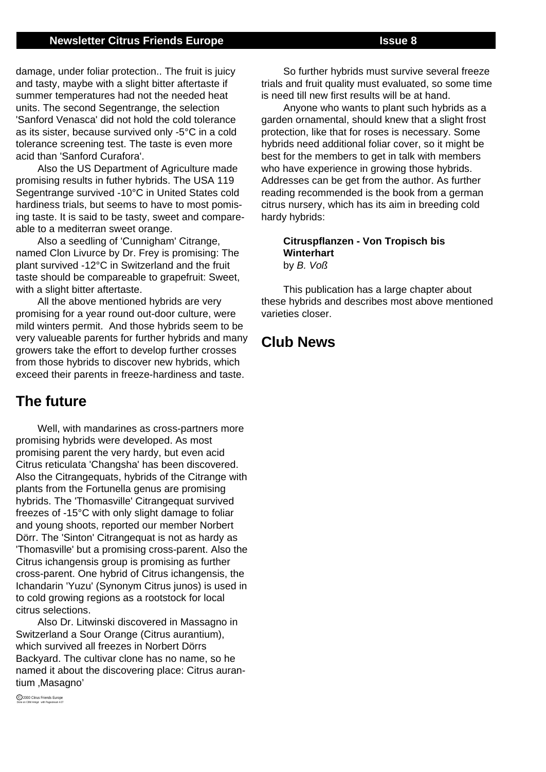damage, under foliar protection.. The fruit is juicy and tasty, maybe with a slight bitter aftertaste if summer temperatures had not the needed heat units. The second Segentrange, the selection 'Sanford Venasca' did not hold the cold tolerance as its sister, because survived only -5°C in a cold tolerance screening test. The taste is even more acid than 'Sanford Curafora'.

Also the US Department of Agriculture made promising results in futher hybrids. The USA 119 Segentrange survived -10°C in United States cold hardiness trials, but seems to have to most pomising taste. It is said to be tasty, sweet and compareable to a mediterran sweet orange.

Also a seedling of 'Cunnigham' Citrange, named Clon Livurce by Dr. Frey is promising: The plant survived -12°C in Switzerland and the fruit taste should be compareable to grapefruit: Sweet, with a slight bitter aftertaste.

All the above mentioned hybrids are very promising for a year round out-door culture, were mild winters permit. And those hybrids seem to be very valueable parents for further hybrids and many growers take the effort to develop further crosses from those hybrids to discover new hybrids, which exceed their parents in freeze-hardiness and taste.

## The future

Well, with mandarines as cross-partners more promising hybrids were developed. As most promising parent the very hardy, but even acid Citrus reticulata 'Changsha' has been discovered. Also the Citrangequats, hybrids of the Citrange with plants from the Fortunella genus are promising hybrids. The 'Thomasville' Citrangequat survived freezes of -15°C with only slight damage to foliar and young shoots, reported our member Norbert Dörr. The 'Sinton' Citrangequat is not as hardy as 'Thomasville' but a promising cross-parent. Also the Citrus ichangensis group is promising as further cross-parent. One hybrid of Citrus ichangensis, the Ichandarin 'Yuzu' (Synonym Citrus junos) is used in to cold growing regions as a rootstock for local citrus selections.

Also Dr. Litwinski discovered in Massagno in Switzerland a Sour Orange (Citrus aurantium), which survived all freezes in Norbert Dörrs Backyard. The cultivar clone has no name, so he named it about the discovering place: Citrus aurantium ‚Masagno'

So further hybrids must survive several freeze trials and fruit quality must evaluated, so some time is need till new first results will be at hand.

Anyone who wants to plant such hybrids as a garden ornamental, should knew that a slight frost protection, like that for roses is necessary. Some hybrids need additional foliar cover, so it might be best for the members to get in talk with members who have experience in growing those hybrids. Addresses can be get from the author. As further reading recommended is the book from a german citrus nursery, which has its aim in breeding cold hardy hybrids:

**Citruspflanzen - Von Tropisch bis Winterhart**
by *B. Voß*

This publication has a large chapter about these hybrids and describes most above mentioned varieties closer.

## Club News